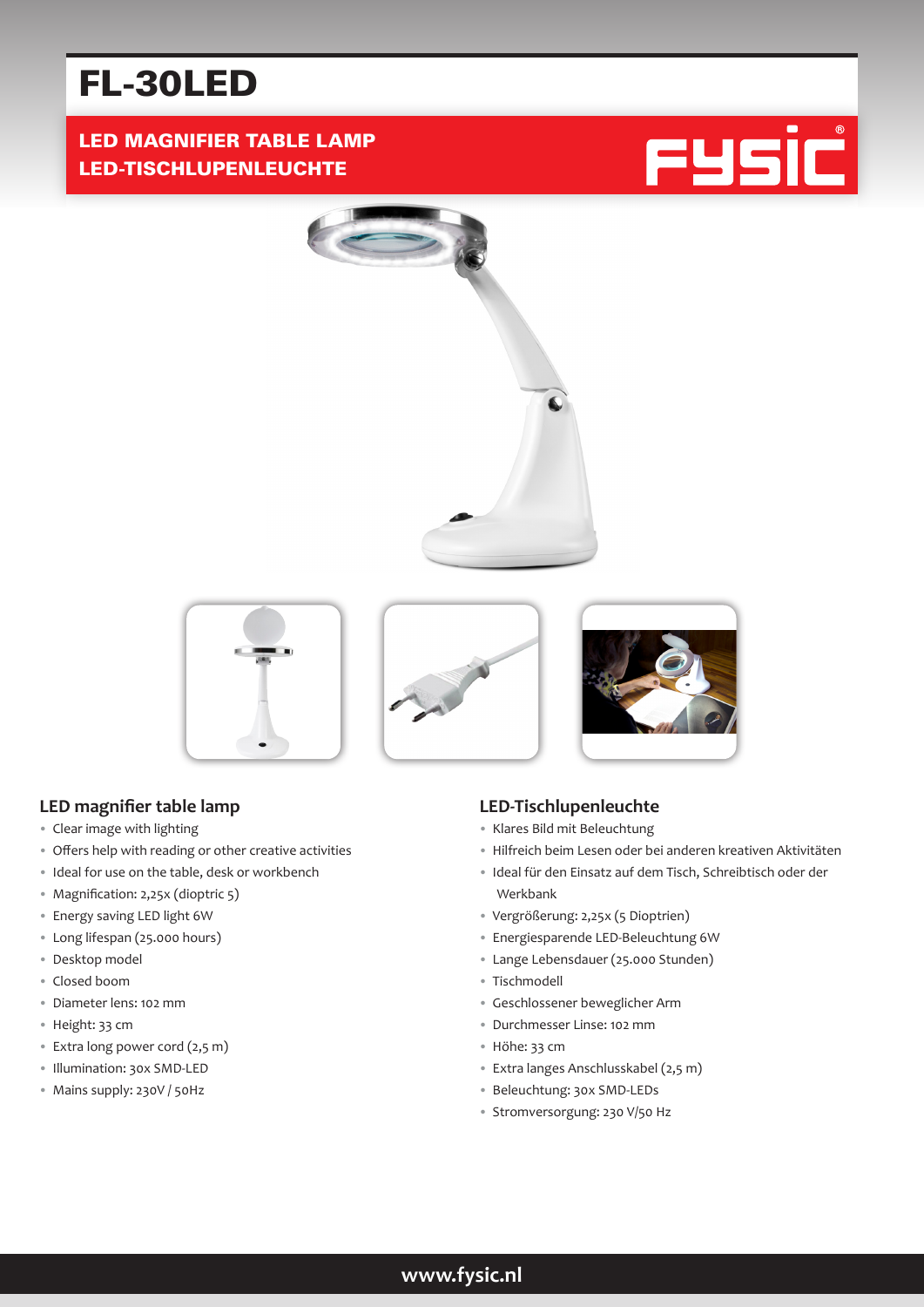# FL-30LED

## LED MAGNIFIER TABLE LAMP
## LED-TISCHLUPENLEUCHTE

FYSIC®

### LED magnifier table lamp

- Clear image with lighting
- Offers help with reading or other creative activities
- Ideal for use on the table, desk or workbench
- Magnification: 2,25x (dioptric 5)
- Energy saving LED light 6W
- Long lifespan (25.000 hours)
- Desktop model
- Closed boom
- Diameter lens: 102 mm
- Height: 33 cm
- Extra long power cord (2,5 m)
- Illumination: 30x SMD-LED
- Mains supply: 230V / 50Hz

### LED-Tischlupenleuchte

- Klares Bild mit Beleuchtung
- Hilfreich beim Lesen oder bei anderen kreativen Aktivitäten
- Ideal für den Einsatz auf dem Tisch, Schreibtisch oder der Werkbank
- Vergrößerung: 2,25x (5 Dioptrien)
- Energiesparende LED-Beleuchtung 6W
- Lange Lebensdauer (25.000 Stunden)
- Tischmodell
- Geschlossener beweglicher Arm
- Durchmesser Linse: 102 mm
- Höhe: 33 cm
- Extra langes Anschlusskabel (2,5 m)
- Beleuchtung: 30x SMD-LEDs
- Stromversorgung: 230 V/50 Hz

www.fysic.nl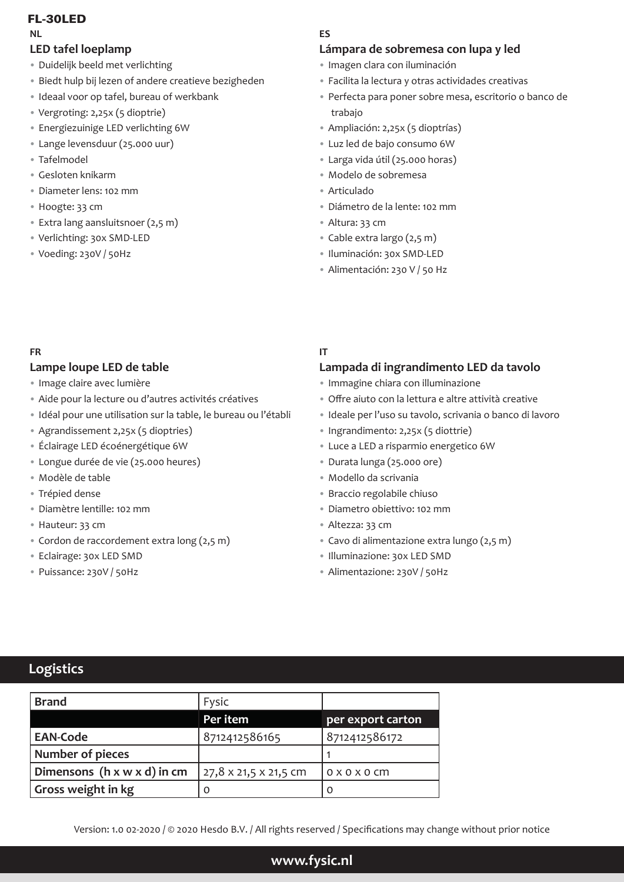# FL-30LED

**NL**

## LED tafel loeplamp

- Duidelijk beeld met verlichting
- Biedt hulp bij lezen of andere creatieve bezigheden
- Ideaal voor op tafel, bureau of werkbank
- Vergroting: 2,25x (5 dioptrie)
- Energiezuinige LED verlichting 6W
- Lange levensduur (25.000 uur)
- Tafelmodel
- Gesloten knikarm
- Diameter lens: 102 mm
- Hoogte: 33 cm
- Extra lang aansluitsnoer (2,5 m)
- Verlichting: 30x SMD-LED
- Voeding: 230V / 50Hz

**ES**

## Lámpara de sobremesa con lupa y led

- Imagen clara con iluminación
- Facilita la lectura y otras actividades creativas
- Perfecta para poner sobre mesa, escritorio o banco de trabajo
- Ampliación: 2,25x (5 dioptrías)
- Luz led de bajo consumo 6W
- Larga vida útil (25.000 horas)
- Modelo de sobremesa
- Articulado
- Diámetro de la lente: 102 mm
- Altura: 33 cm
- Cable extra largo (2,5 m)
- Iluminación: 30x SMD-LED
- Alimentación: 230 V / 50 Hz

**FR**

## Lampe loupe LED de table

- Image claire avec lumière
- Aide pour la lecture ou d'autres activités créatives
- Idéal pour une utilisation sur la table, le bureau ou l'établi
- Agrandissement 2,25x (5 dioptries)
- Éclairage LED écoénergétique 6W
- Longue durée de vie (25.000 heures)
- Modèle de table
- Trépied dense
- Diamètre lentille: 102 mm
- Hauteur: 33 cm
- Cordon de raccordement extra long (2,5 m)
- Eclairage: 30x LED SMD
- Puissance: 230V / 50Hz

**IT**

## Lampada di ingrandimento LED da tavolo

- Immagine chiara con illuminazione
- Offre aiuto con la lettura e altre attività creative
- Ideale per l'uso su tavolo, scrivania o banco di lavoro
- Ingrandimento: 2,25x (5 diottrie)
- Luce a LED a risparmio energetico 6W
- Durata lunga (25.000 ore)
- Modello da scrivania
- Braccio regolabile chiuso
- Diametro obiettivo: 102 mm
- Altezza: 33 cm
- Cavo di alimentazione extra lungo (2,5 m)
- Illuminazione: 30x LED SMD
- Alimentazione: 230V / 50Hz

## Logistics

| Brand | Fysic | |
|---|---|---|
| | **Per item** | **per export carton** |
| **EAN-Code** | 8712412586165 | 8712412586172 |
| **Number of pieces** | | 1 |
| **Dimensons (h x w x d) in cm** | 27,8 x 21,5 x 21,5 cm | 0 x 0 x 0 cm |
| **Gross weight in kg** | 0 | 0 |

Version: 1.0 02-2020 / © 2020 Hesdo B.V. / All rights reserved / Specifications may change without prior notice

**www.fysic.nl**